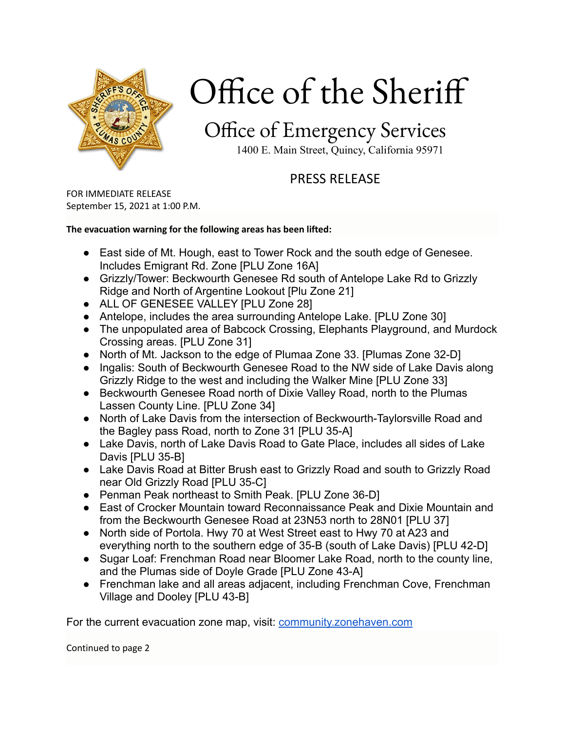# Office of the Sheriff

## Office of Emergency Services

1400 E. Main Street, Quincy, California 95971

## PRESS RELEASE

FOR IMMEDIATE RELEASE
September 15, 2021 at 1:00 P.M.

**The evacuation warning for the following areas has been lifted:**

- East side of Mt. Hough, east to Tower Rock and the south edge of Genesee. Includes Emigrant Rd. Zone [PLU Zone 16A]
- Grizzly/Tower: Beckwourth Genesee Rd south of Antelope Lake Rd to Grizzly Ridge and North of Argentine Lookout [Plu Zone 21]
- ALL OF GENESEE VALLEY [PLU Zone 28]
- Antelope, includes the area surrounding Antelope Lake. [PLU Zone 30]
- The unpopulated area of Babcock Crossing, Elephants Playground, and Murdock Crossing areas. [PLU Zone 31]
- North of Mt. Jackson to the edge of Plumaa Zone 33. [Plumas Zone 32-D]
- Ingalis: South of Beckwourth Genesee Road to the NW side of Lake Davis along Grizzly Ridge to the west and including the Walker Mine [PLU Zone 33]
- Beckwourth Genesee Road north of Dixie Valley Road, north to the Plumas Lassen County Line. [PLU Zone 34]
- North of Lake Davis from the intersection of Beckwourth-Taylorsville Road and the Bagley pass Road, north to Zone 31 [PLU 35-A]
- Lake Davis, north of Lake Davis Road to Gate Place, includes all sides of Lake Davis [PLU 35-B]
- Lake Davis Road at Bitter Brush east to Grizzly Road and south to Grizzly Road near Old Grizzly Road [PLU 35-C]
- Penman Peak northeast to Smith Peak. [PLU Zone 36-D]
- East of Crocker Mountain toward Reconnaissance Peak and Dixie Mountain and from the Beckwourth Genesee Road at 23N53 north to 28N01 [PLU 37]
- North side of Portola. Hwy 70 at West Street east to Hwy 70 at A23 and everything north to the southern edge of 35-B (south of Lake Davis) [PLU 42-D]
- Sugar Loaf: Frenchman Road near Bloomer Lake Road, north to the county line, and the Plumas side of Doyle Grade [PLU Zone 43-A]
- Frenchman lake and all areas adjacent, including Frenchman Cove, Frenchman Village and Dooley [PLU 43-B]

For the current evacuation zone map, visit: [community.zonehaven.com](https://community.zonehaven.com)

Continued to page 2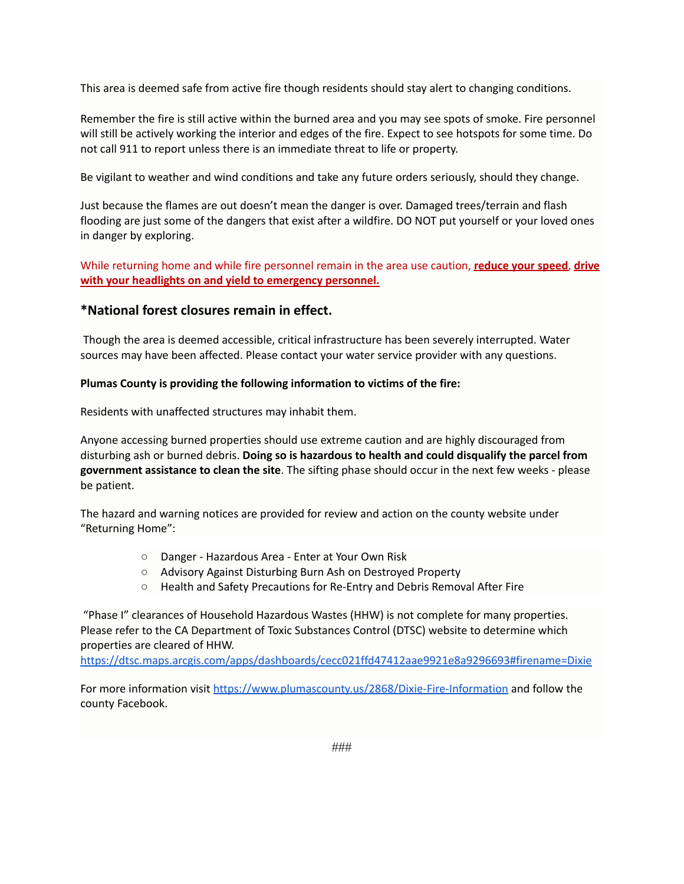This area is deemed safe from active fire though residents should stay alert to changing conditions.

Remember the fire is still active within the burned area and you may see spots of smoke. Fire personnel will still be actively working the interior and edges of the fire. Expect to see hotspots for some time. Do not call 911 to report unless there is an immediate threat to life or property.

Be vigilant to weather and wind conditions and take any future orders seriously, should they change.

Just because the flames are out doesn't mean the danger is over. Damaged trees/terrain and flash flooding are just some of the dangers that exist after a wildfire. DO NOT put yourself or your loved ones in danger by exploring.

While returning home and while fire personnel remain in the area use caution, **reduce your speed**, **drive with your headlights on and yield to emergency personnel.**

### *National forest closures remain in effect.

Though the area is deemed accessible, critical infrastructure has been severely interrupted. Water sources may have been affected. Please contact your water service provider with any questions.

**Plumas County is providing the following information to victims of the fire:**

Residents with unaffected structures may inhabit them.

Anyone accessing burned properties should use extreme caution and are highly discouraged from disturbing ash or burned debris. **Doing so is hazardous to health and could disqualify the parcel from government assistance to clean the site**. The sifting phase should occur in the next few weeks - please be patient.

The hazard and warning notices are provided for review and action on the county website under "Returning Home":

- Danger - Hazardous Area - Enter at Your Own Risk
- Advisory Against Disturbing Burn Ash on Destroyed Property
- Health and Safety Precautions for Re-Entry and Debris Removal After Fire

"Phase I" clearances of Household Hazardous Wastes (HHW) is not complete for many properties. Please refer to the CA Department of Toxic Substances Control (DTSC) website to determine which properties are cleared of HHW.
https://dtsc.maps.arcgis.com/apps/dashboards/cecc021ffd47412aae9921e8a9296693#firename=Dixie

For more information visit https://www.plumascounty.us/2868/Dixie-Fire-Information and follow the county Facebook.

###